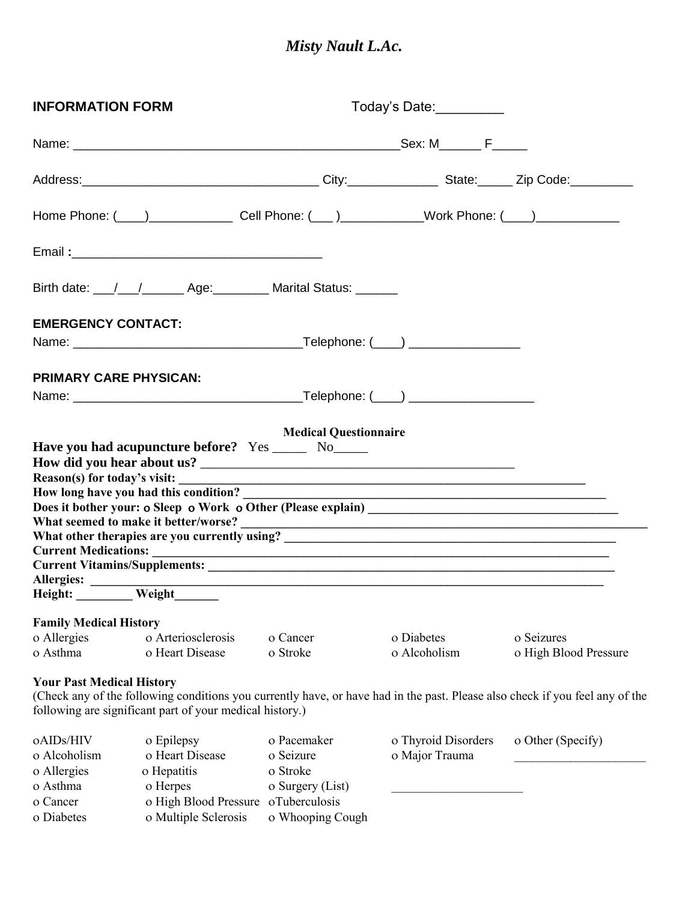# *Misty Nault L.Ac.*

**INFORMATION FORM** Today's Date:_________

Name: _______________________________________________Sex: M______ F_____

Address:__________________________________ City:_____________ State:_____ Zip Code:_________

Home Phone: (____)____________ Cell Phone: (___ )___________Work Phone: (____)___________

Email :___________________________________

Birth date: ___/___/______ Age:________ Marital Status: ______

**EMERGENCY CONTACT:**

Name: ________________________________Telephone: (____) _______________

**PRIMARY CARE PHYSICAN:**

Name: ________________________________Telephone: (____) _________________

**Medical Questionnaire**

**Have you had acupuncture before?** Yes _____ No_____

**How did you hear about us?** _______________________________________________

**Reason(s) for today's visit:** _________________________________________________________

**How long have you had this condition?** _________________________________________________________

**Does it bother your: o Sleep o Work o Other (Please explain)** _______________________________________

**What seemed to make it better/worse?** _______________________________________________________________

**What other therapies are you currently using?** ____________________________________________________

**Current Medications:** ____________________________________________________________________

**Current Vitamins/Supplements:** ____________________________________________________________

**Allergies:** ______________________________________________________________________________

**Height:** _________ **Weight**_______

**Family Medical History**

o Allergies o Arteriosclerosis o Cancer o Diabetes o Seizures
o Asthma o Heart Disease o Stroke o Alcoholism o High Blood Pressure

**Your Past Medical History**

(Check any of the following conditions you currently have, or have had in the past. Please also check if you feel any of the following are significant part of your medical history.)

oAIDs/HIV o Epilepsy o Pacemaker o Thyroid Disorders o Other (Specify)
o Alcoholism o Heart Disease o Seizure o Major Trauma _____________________
o Allergies o Hepatitis o Stroke
o Asthma o Herpes o Surgery (List) _____________________
o Cancer o High Blood Pressure oTuberculosis
o Diabetes o Multiple Sclerosis o Whooping Cough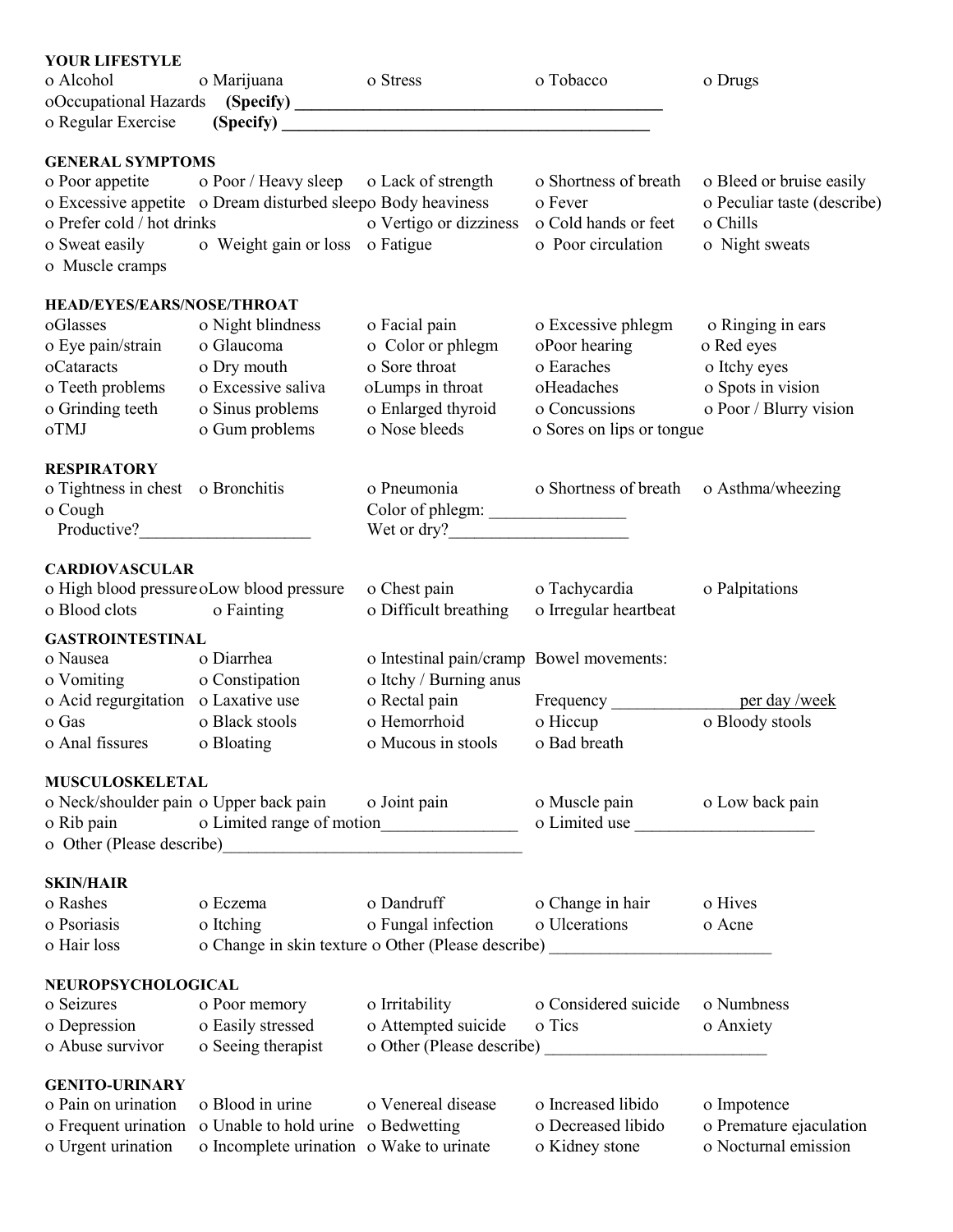**YOUR LIFESTYLE**

o Alcohol o Marijuana o Stress o Tobacco o Drugs

oOccupational Hazards **(Specify) ____________________________________________**

o Regular Exercise **(Specify) ____________________________________________**

**GENERAL SYMPTOMS**

| | | | | |
|---|---|---|---|---|
| o Poor appetite | o Poor / Heavy sleep | o Lack of strength | o Shortness of breath | o Bleed or bruise easily |
| o Excessive appetite | o Dream disturbed sleep | o Body heaviness | o Fever | o Peculiar taste (describe) |
| o Prefer cold / hot drinks | | o Vertigo or dizziness | o Cold hands or feet | o Chills |
| o Sweat easily | o Weight gain or loss | o Fatigue | o Poor circulation | o Night sweats |
| o Muscle cramps | | | | |

**HEAD/EYES/EARS/NOSE/THROAT**

| | | | | |
|---|---|---|---|---|
| oGlasses | o Night blindness | o Facial pain | o Excessive phlegm | o Ringing in ears |
| o Eye pain/strain | o Glaucoma | o Color or phlegm | oPoor hearing | o Red eyes |
| oCataracts | o Dry mouth | o Sore throat | o Earaches | o Itchy eyes |
| o Teeth problems | o Excessive saliva | oLumps in throat | oHeadaches | o Spots in vision |
| o Grinding teeth | o Sinus problems | o Enlarged thyroid | o Concussions | o Poor / Blurry vision |
| oTMJ | o Gum problems | o Nose bleeds | o Sores on lips or tongue | |

**RESPIRATORY**

o Tightness in chest o Bronchitis o Pneumonia o Shortness of breath o Asthma/wheezing

o Cough Color of phlegm: ________________

Productive?____________________ Wet or dry?_____________________

**CARDIOVASCULAR**

| | | | | |
|---|---|---|---|---|
| o High blood pressure | oLow blood pressure | o Chest pain | o Tachycardia | o Palpitations |
| o Blood clots | o Fainting | o Difficult breathing | o Irregular heartbeat | |

**GASTROINTESTINAL**

| | | | | |
|---|---|---|---|---|
| o Nausea | o Diarrhea | o Intestinal pain/cramp | Bowel movements: | |
| o Vomiting | o Constipation | o Itchy / Burning anus | | |
| o Acid regurgitation | o Laxative use | o Rectal pain | Frequency _______________ | per day /week |
| o Gas | o Black stools | o Hemorrhoid | o Hiccup | o Bloody stools |
| o Anal fissures | o Bloating | o Mucous in stools | o Bad breath | |

**MUSCULOSKELETAL**

o Neck/shoulder pain o Upper back pain o Joint pain o Muscle pain o Low back pain

o Rib pain o Limited range of motion________________ o Limited use _____________________

o Other (Please describe)____________________________________

**SKIN/HAIR**

| | | | | |
|---|---|---|---|---|
| o Rashes | o Eczema | o Dandruff | o Change in hair | o Hives |
| o Psoriasis | o Itching | o Fungal infection | o Ulcerations | o Acne |
| o Hair loss | o Change in skin texture | o Other (Please describe) _________________________ | | |

**NEUROPSYCHOLOGICAL**

| | | | | |
|---|---|---|---|---|
| o Seizures | o Poor memory | o Irritability | o Considered suicide | o Numbness |
| o Depression | o Easily stressed | o Attempted suicide | o Tics | o Anxiety |
| o Abuse survivor | o Seeing therapist | o Other (Please describe) _________________________ | | |

**GENITO-URINARY**

| | | | | |
|---|---|---|---|---|
| o Pain on urination | o Blood in urine | o Venereal disease | o Increased libido | o Impotence |
| o Frequent urination | o Unable to hold urine | o Bedwetting | o Decreased libido | o Premature ejaculation |
| o Urgent urination | o Incomplete urination | o Wake to urinate | o Kidney stone | o Nocturnal emission |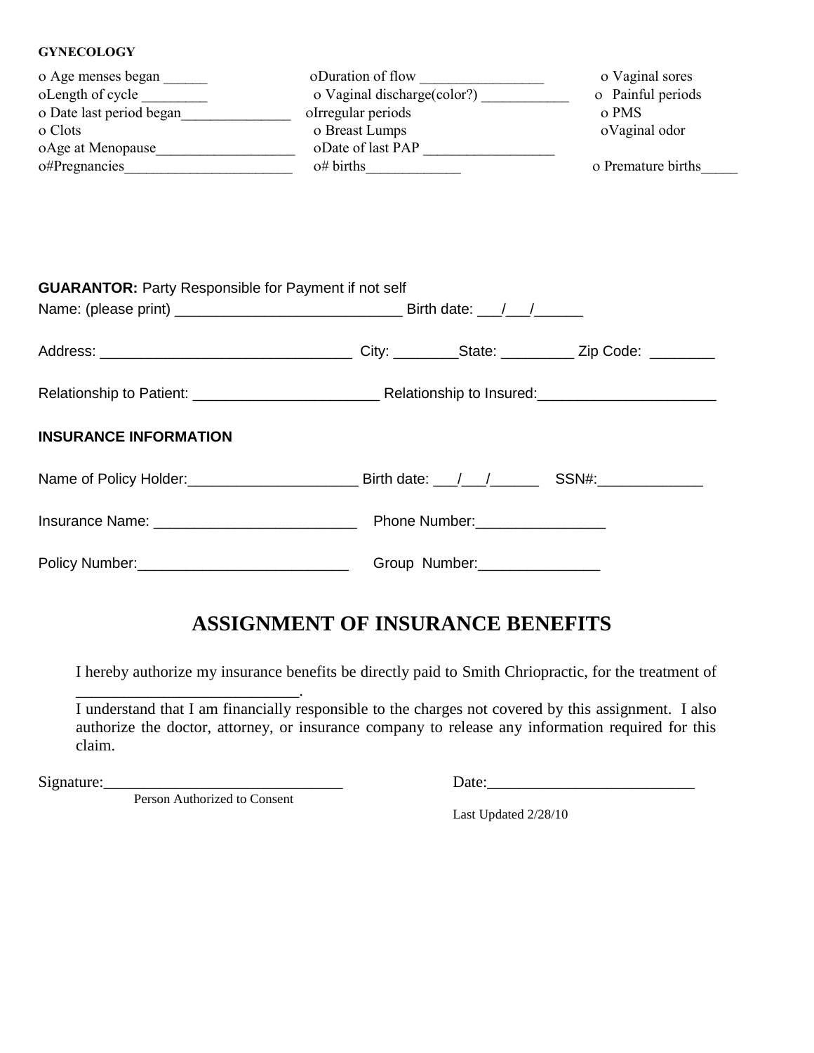**GYNECOLOGY**

| | | |
|---|---|---|
| o Age menses began ______ | oDuration of flow _________________ | o Vaginal sores |
| oLength of cycle _________ | o Vaginal discharge(color?) ____________ | o Painful periods |
| o Date last period began_______________ | oIrregular periods | o PMS |
| o Clots | o Breast Lumps | oVaginal odor |
| oAge at Menopause___________________ | oDate of last PAP __________________ | |
| o#Pregnancies_______________________ | o# births_____________ | o Premature births_____ |

**GUARANTOR:** Party Responsible for Payment if not self

Name: (please print) ____________________________ Birth date: ___/___/______

Address: _______________________________ City: ________State: _________ Zip Code: ________

Relationship to Patient: ______________________ Relationship to Insured:_____________________

**INSURANCE INFORMATION**

Name of Policy Holder:_____________________ Birth date: ___/___/______ SSN#:_____________

Insurance Name: _________________________ Phone Number:________________

Policy Number:__________________________ Group Number:_______________

# ASSIGNMENT OF INSURANCE BENEFITS

I hereby authorize my insurance benefits be directly paid to Smith Chriopractic, for the treatment of ___________________________.
I understand that I am financially responsible to the charges not covered by this assignment. I also authorize the doctor, attorney, or insurance company to release any information required for this claim.

Signature:______________________________ Date:__________________________

Person Authorized to Consent

Last Updated 2/28/10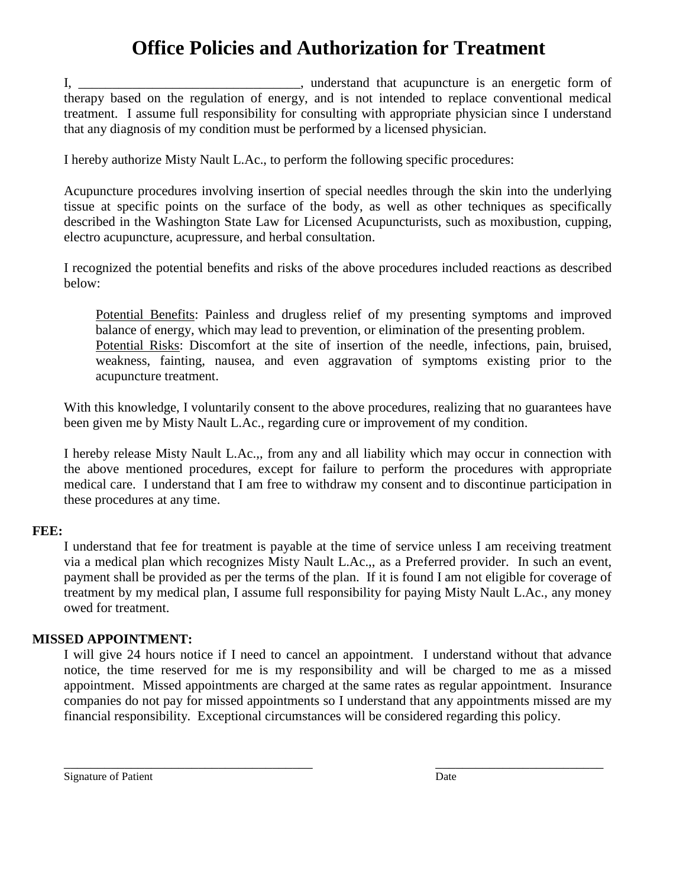# Office Policies and Authorization for Treatment

I, _________________________________, understand that acupuncture is an energetic form of therapy based on the regulation of energy, and is not intended to replace conventional medical treatment. I assume full responsibility for consulting with appropriate physician since I understand that any diagnosis of my condition must be performed by a licensed physician.

I hereby authorize Misty Nault L.Ac., to perform the following specific procedures:

Acupuncture procedures involving insertion of special needles through the skin into the underlying tissue at specific points on the surface of the body, as well as other techniques as specifically described in the Washington State Law for Licensed Acupuncturists, such as moxibustion, cupping, electro acupuncture, acupressure, and herbal consultation.

I recognized the potential benefits and risks of the above procedures included reactions as described below:

> Potential Benefits: Painless and drugless relief of my presenting symptoms and improved balance of energy, which may lead to prevention, or elimination of the presenting problem.
> Potential Risks: Discomfort at the site of insertion of the needle, infections, pain, bruised, weakness, fainting, nausea, and even aggravation of symptoms existing prior to the acupuncture treatment.

With this knowledge, I voluntarily consent to the above procedures, realizing that no guarantees have been given me by Misty Nault L.Ac., regarding cure or improvement of my condition.

I hereby release Misty Nault L.Ac.,, from any and all liability which may occur in connection with the above mentioned procedures, except for failure to perform the procedures with appropriate medical care. I understand that I am free to withdraw my consent and to discontinue participation in these procedures at any time.

**FEE:**

I understand that fee for treatment is payable at the time of service unless I am receiving treatment via a medical plan which recognizes Misty Nault L.Ac.,, as a Preferred provider. In such an event, payment shall be provided as per the terms of the plan. If it is found I am not eligible for coverage of treatment by my medical plan, I assume full responsibility for paying Misty Nault L.Ac., any money owed for treatment.

**MISSED APPOINTMENT:**

I will give 24 hours notice if I need to cancel an appointment. I understand without that advance notice, the time reserved for me is my responsibility and will be charged to me as a missed appointment. Missed appointments are charged at the same rates as regular appointment. Insurance companies do not pay for missed appointments so I understand that any appointments missed are my financial responsibility. Exceptional circumstances will be considered regarding this policy.

______________________________________ ___________________________

Signature of Patient Date